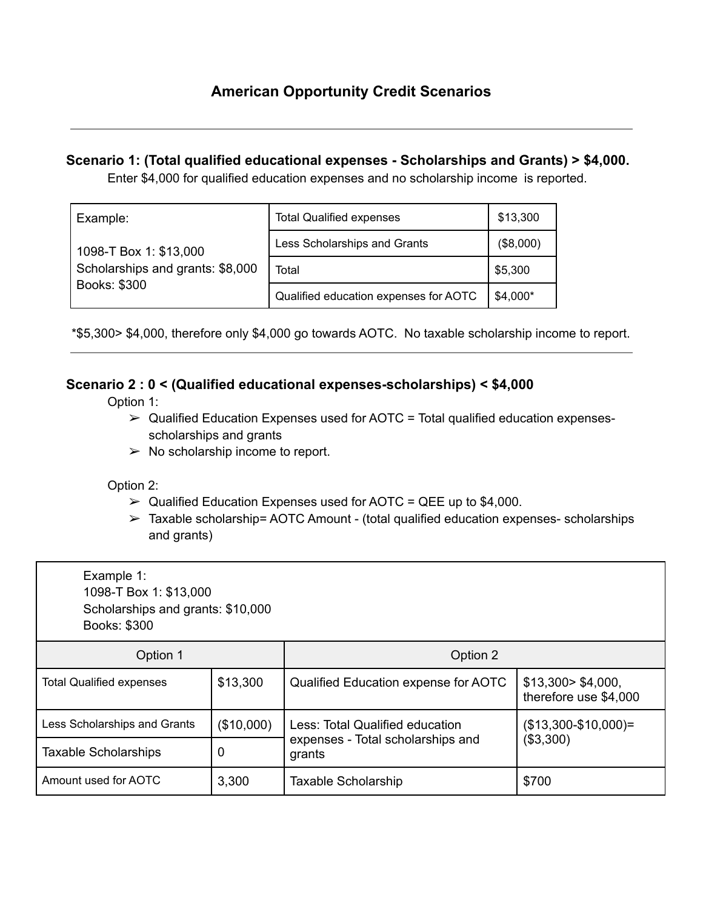# American Opportunity Credit Scenarios

---

### Scenario 1: (Total qualified educational expenses - Scholarships and Grants) > $4,000.

Enter $4,000 for qualified education expenses and no scholarship income is reported.

| Example: | Total Qualified expenses | $13,300 |
|---|---|---|
| 1098-T Box 1: $13,000 | Less Scholarships and Grants | ($8,000) |
| Scholarships and grants: $8,000 | Total | $5,300 |
| Books: $300 | Qualified education expenses for AOTC | $4,000* |

*$5,300> $4,000, therefore only $4,000 go towards AOTC. No taxable scholarship income to report.

---

### Scenario 2 : 0 < (Qualified educational expenses-scholarships) < $4,000

Option 1:

- Qualified Education Expenses used for AOTC = Total qualified education expenses-scholarships and grants
- No scholarship income to report.

Option 2:

- Qualified Education Expenses used for AOTC = QEE up to $4,000.
- Taxable scholarship= AOTC Amount - (total qualified education expenses- scholarships and grants)

Example 1:
1098-T Box 1: $13,000
Scholarships and grants: $10,000
Books: $300

| Option 1 | | Option 2 | |
|---|---|---|---|
| Total Qualified expenses | $13,300 | Qualified Education expense for AOTC | $13,300> $4,000, therefore use $4,000 |
| Less Scholarships and Grants | ($10,000) | Less: Total Qualified education expenses - Total scholarships and grants | ($13,300-$10,000)= ($3,300) |
| Taxable Scholarships | 0 | | |
| Amount used for AOTC | 3,300 | Taxable Scholarship | $700 |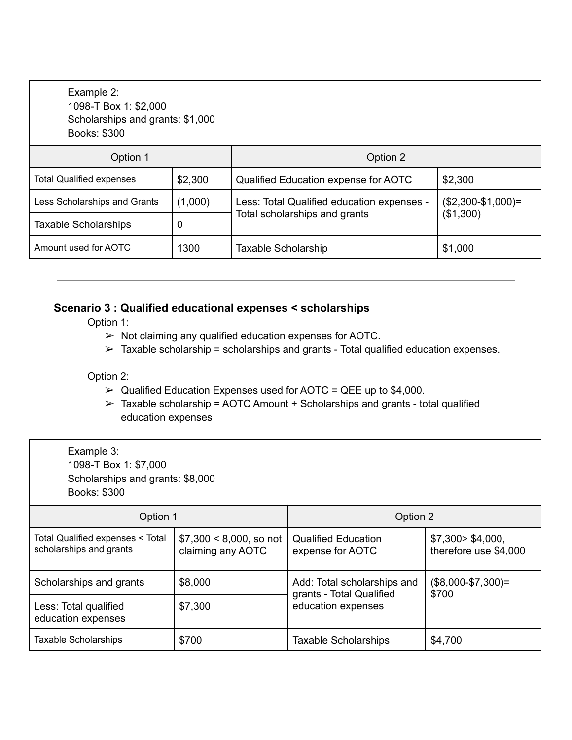| Example 2:<br>1098-T Box 1: $2,000<br>Scholarships and grants: $1,000<br>Books: $300 | | | |
|---|---|---|---|
| Option 1 | | Option 2 | |
| Total Qualified expenses | $2,300 | Qualified Education expense for AOTC | $2,300 |
| Less Scholarships and Grants | (1,000) | Less: Total Qualified education expenses - Total scholarships and grants | ($2,300-$1,000)= ($1,300) |
| Taxable Scholarships | 0 | | |
| Amount used for AOTC | 1300 | Taxable Scholarship | $1,000 |

---

**Scenario 3 : Qualified educational expenses < scholarships**

Option 1:

- Not claiming any qualified education expenses for AOTC.
- Taxable scholarship = scholarships and grants - Total qualified education expenses.

Option 2:

- Qualified Education Expenses used for AOTC = QEE up to $4,000.
- Taxable scholarship = AOTC Amount + Scholarships and grants - total qualified education expenses

| Example 3:<br>1098-T Box 1: $7,000<br>Scholarships and grants: $8,000<br>Books: $300 | | | |
|---|---|---|---|
| Option 1 | | Option 2 | |
| Total Qualified expenses < Total scholarships and grants | $7,300 < 8,000, so not claiming any AOTC | Qualified Education expense for AOTC | $7,300> $4,000, therefore use $4,000 |
| Scholarships and grants | $8,000 | Add: Total scholarships and grants - Total Qualified education expenses | ($8,000-$7,300)= $700 |
| Less: Total qualified education expenses | $7,300 | | |
| Taxable Scholarships | $700 | Taxable Scholarships | $4,700 |